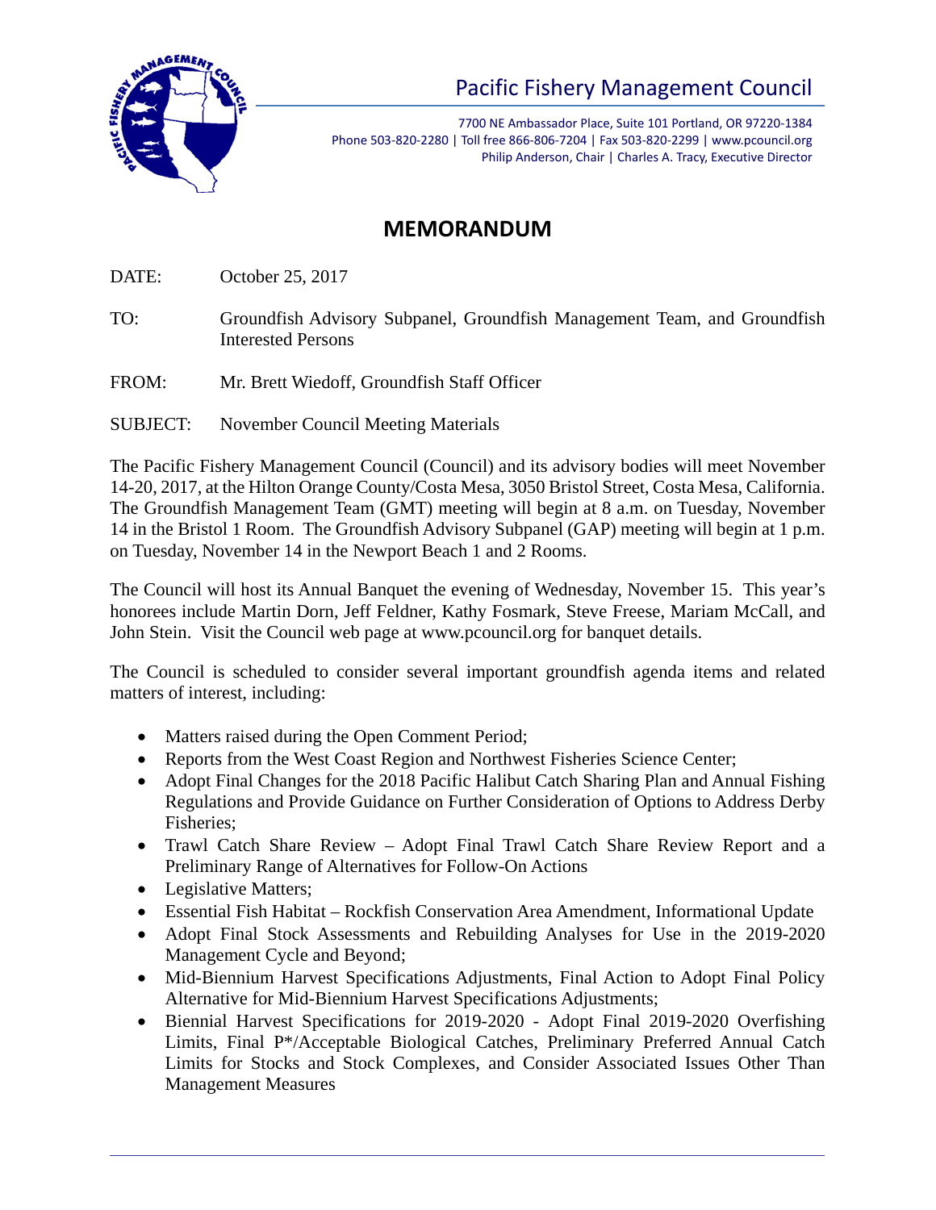Pacific Fishery Management Council

7700 NE Ambassador Place, Suite 101 Portland, OR 97220-1384
Phone 503-820-2280 | Toll free 866-806-7204 | Fax 503-820-2299 | www.pcouncil.org
Philip Anderson, Chair | Charles A. Tracy, Executive Director

# MEMORANDUM

DATE: October 25, 2017

TO: Groundfish Advisory Subpanel, Groundfish Management Team, and Groundfish Interested Persons

FROM: Mr. Brett Wiedoff, Groundfish Staff Officer

SUBJECT: November Council Meeting Materials

The Pacific Fishery Management Council (Council) and its advisory bodies will meet November 14-20, 2017, at the Hilton Orange County/Costa Mesa, 3050 Bristol Street, Costa Mesa, California. The Groundfish Management Team (GMT) meeting will begin at 8 a.m. on Tuesday, November 14 in the Bristol 1 Room. The Groundfish Advisory Subpanel (GAP) meeting will begin at 1 p.m. on Tuesday, November 14 in the Newport Beach 1 and 2 Rooms.

The Council will host its Annual Banquet the evening of Wednesday, November 15. This year's honorees include Martin Dorn, Jeff Feldner, Kathy Fosmark, Steve Freese, Mariam McCall, and John Stein. Visit the Council web page at www.pcouncil.org for banquet details.

The Council is scheduled to consider several important groundfish agenda items and related matters of interest, including:

- Matters raised during the Open Comment Period;
- Reports from the West Coast Region and Northwest Fisheries Science Center;
- Adopt Final Changes for the 2018 Pacific Halibut Catch Sharing Plan and Annual Fishing Regulations and Provide Guidance on Further Consideration of Options to Address Derby Fisheries;
- Trawl Catch Share Review – Adopt Final Trawl Catch Share Review Report and a Preliminary Range of Alternatives for Follow-On Actions
- Legislative Matters;
- Essential Fish Habitat – Rockfish Conservation Area Amendment, Informational Update
- Adopt Final Stock Assessments and Rebuilding Analyses for Use in the 2019-2020 Management Cycle and Beyond;
- Mid-Biennium Harvest Specifications Adjustments, Final Action to Adopt Final Policy Alternative for Mid-Biennium Harvest Specifications Adjustments;
- Biennial Harvest Specifications for 2019-2020 - Adopt Final 2019-2020 Overfishing Limits, Final P*/Acceptable Biological Catches, Preliminary Preferred Annual Catch Limits for Stocks and Stock Complexes, and Consider Associated Issues Other Than Management Measures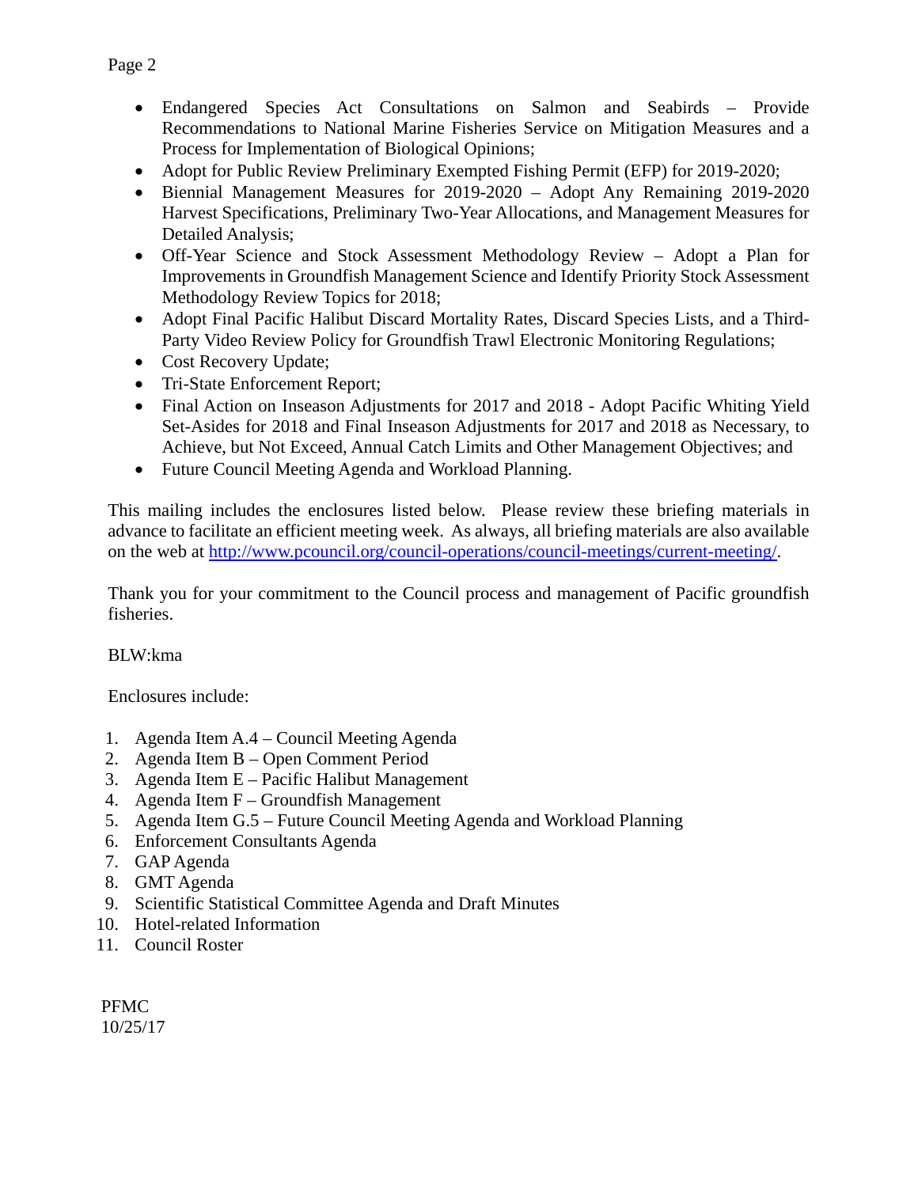- Endangered Species Act Consultations on Salmon and Seabirds – Provide Recommendations to National Marine Fisheries Service on Mitigation Measures and a Process for Implementation of Biological Opinions;
- Adopt for Public Review Preliminary Exempted Fishing Permit (EFP) for 2019-2020;
- Biennial Management Measures for 2019-2020 – Adopt Any Remaining 2019-2020 Harvest Specifications, Preliminary Two-Year Allocations, and Management Measures for Detailed Analysis;
- Off-Year Science and Stock Assessment Methodology Review – Adopt a Plan for Improvements in Groundfish Management Science and Identify Priority Stock Assessment Methodology Review Topics for 2018;
- Adopt Final Pacific Halibut Discard Mortality Rates, Discard Species Lists, and a Third-Party Video Review Policy for Groundfish Trawl Electronic Monitoring Regulations;
- Cost Recovery Update;
- Tri-State Enforcement Report;
- Final Action on Inseason Adjustments for 2017 and 2018 - Adopt Pacific Whiting Yield Set-Asides for 2018 and Final Inseason Adjustments for 2017 and 2018 as Necessary, to Achieve, but Not Exceed, Annual Catch Limits and Other Management Objectives; and
- Future Council Meeting Agenda and Workload Planning.

This mailing includes the enclosures listed below. Please review these briefing materials in advance to facilitate an efficient meeting week. As always, all briefing materials are also available on the web at http://www.pcouncil.org/council-operations/council-meetings/current-meeting/.

Thank you for your commitment to the Council process and management of Pacific groundfish fisheries.

BLW:kma

Enclosures include:

1. Agenda Item A.4 – Council Meeting Agenda
2. Agenda Item B – Open Comment Period
3. Agenda Item E – Pacific Halibut Management
4. Agenda Item F – Groundfish Management
5. Agenda Item G.5 – Future Council Meeting Agenda and Workload Planning
6. Enforcement Consultants Agenda
7. GAP Agenda
8. GMT Agenda
9. Scientific Statistical Committee Agenda and Draft Minutes
10. Hotel-related Information
11. Council Roster

PFMC
10/25/17